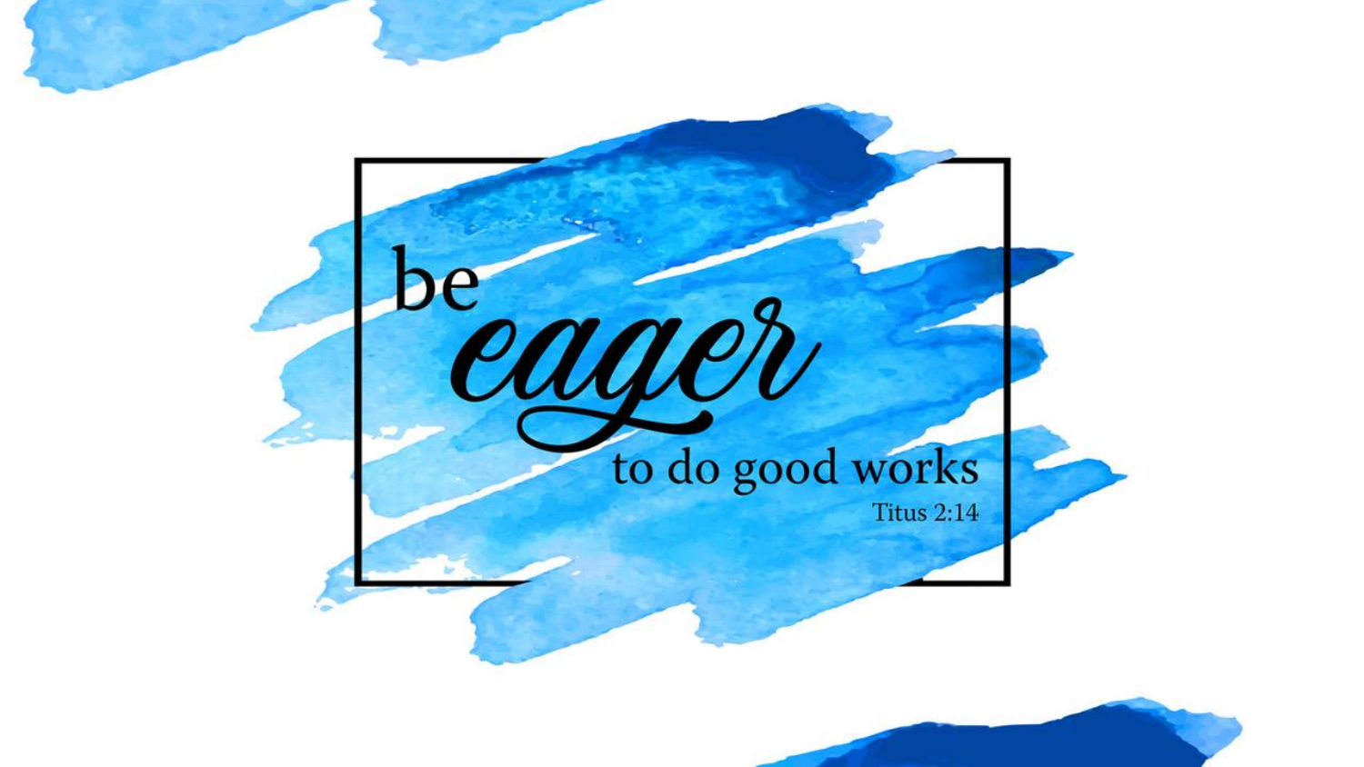be *eager* to do good works

Titus 2:14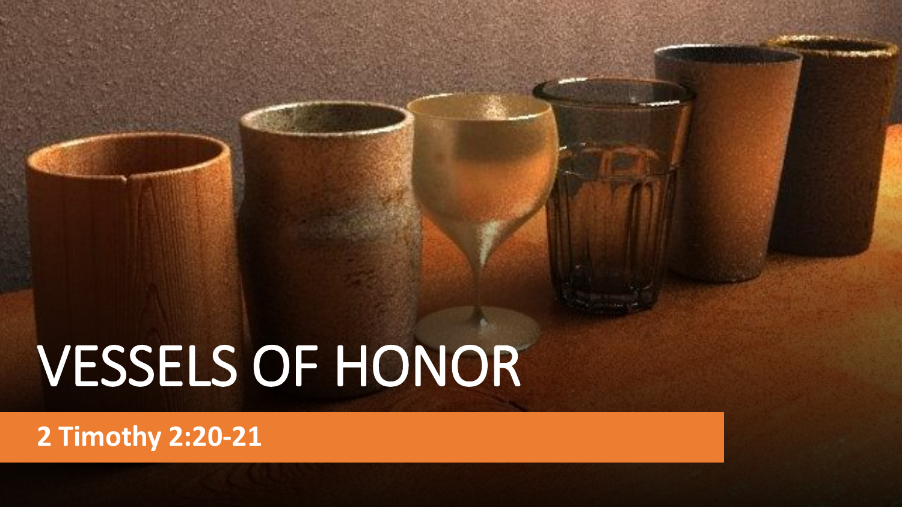# VESSELS OF HONOR

**2 Timothy 2:20-21**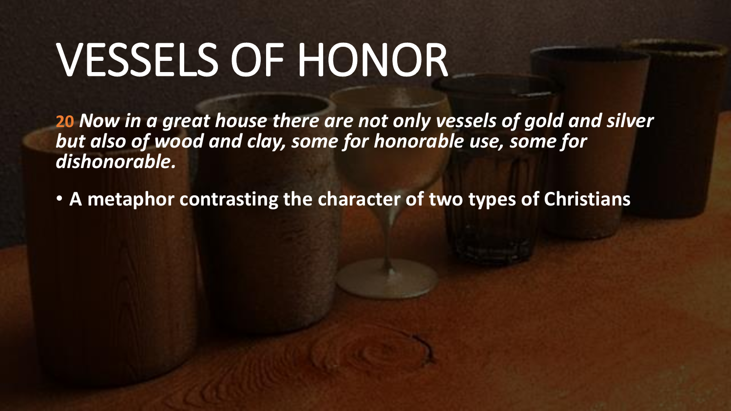# VESSELS OF HONOR

**20** ***Now in a great house there are not only vessels of gold and silver but also of wood and clay, some for honorable use, some for dishonorable.***

- **A metaphor contrasting the character of two types of Christians**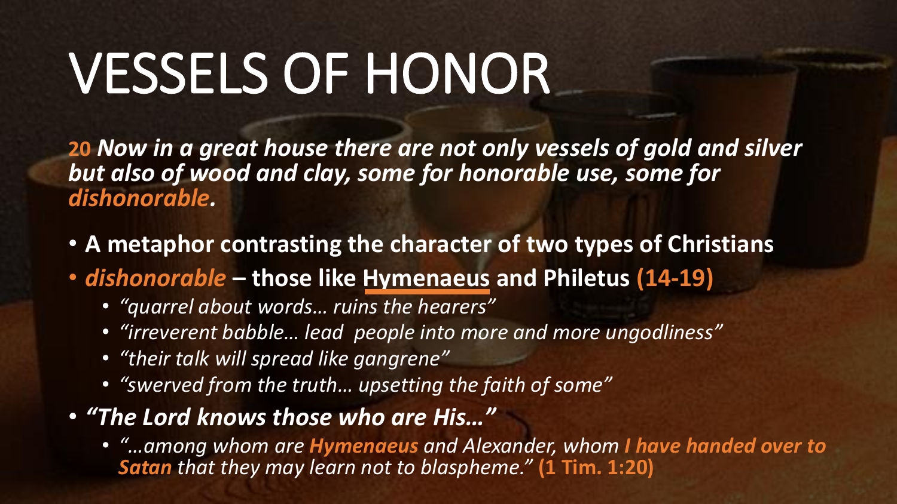# VESSELS OF HONOR

**20** ***Now in a great house there are not only vessels of gold and silver but also of wood and clay, some for honorable use, some for dishonorable.***

- **A metaphor contrasting the character of two types of Christians**
- ***dishonorable*** **– those like Hymenaeus and Philetus (14-19)**
  - *"quarrel about words… ruins the hearers"*
  - *"irreverent babble… lead people into more and more ungodliness"*
  - *"their talk will spread like gangrene"*
  - *"swerved from the truth… upsetting the faith of some"*
- ***"The Lord knows those who are His…"***
  - *"…among whom are **Hymenaeus** and Alexander, whom **I have handed over to Satan** that they may learn not to blaspheme."* **(1 Tim. 1:20)**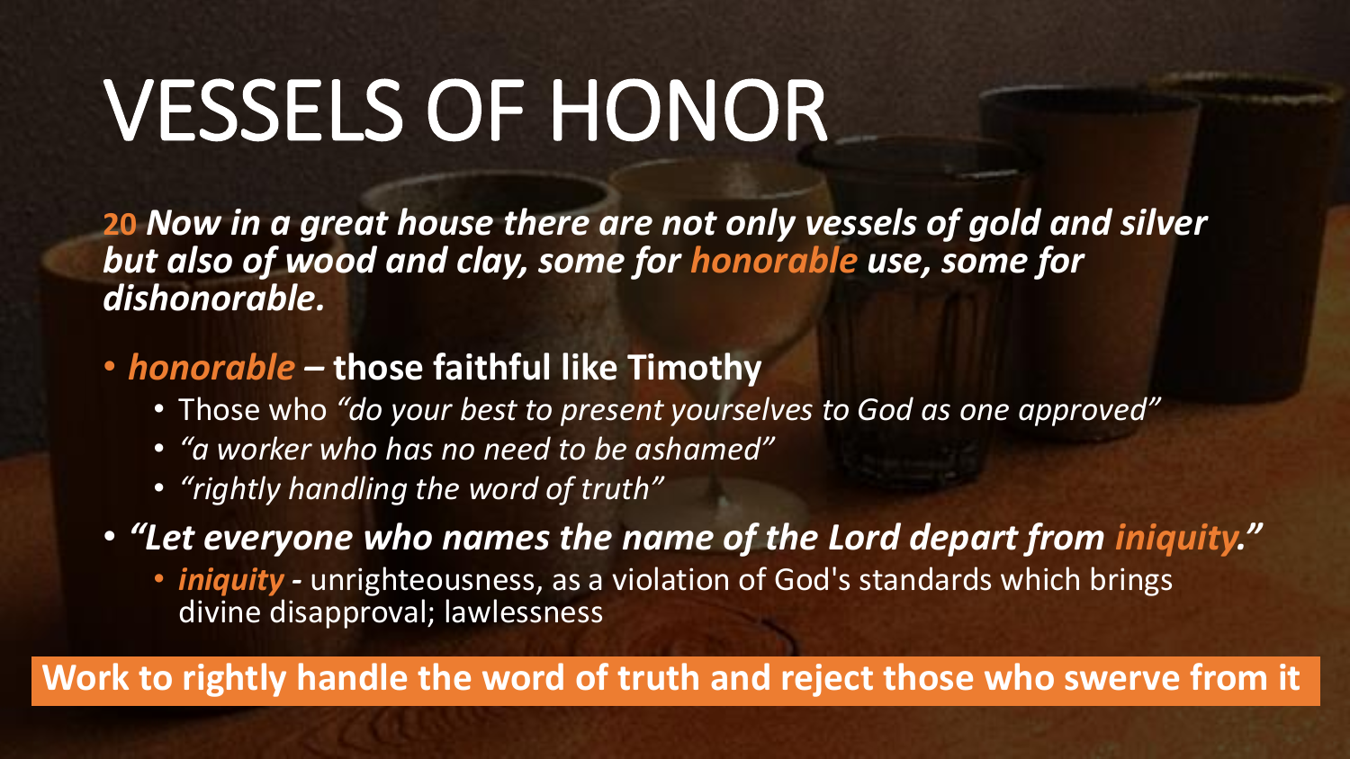# VESSELS OF HONOR

**20** ***Now in a great house there are not only vessels of gold and silver but also of wood and clay, some for honorable use, some for dishonorable.***

- ***honorable*** **– those faithful like Timothy**
  - Those who *"do your best to present yourselves to God as one approved"*
  - *"a worker who has no need to be ashamed"*
  - *"rightly handling the word of truth"*
- ***"Let everyone who names the name of the Lord depart from iniquity."***
  - ***iniquity*** **-** unrighteousness, as a violation of God's standards which brings divine disapproval; lawlessness

**Work to rightly handle the word of truth and reject those who swerve from it**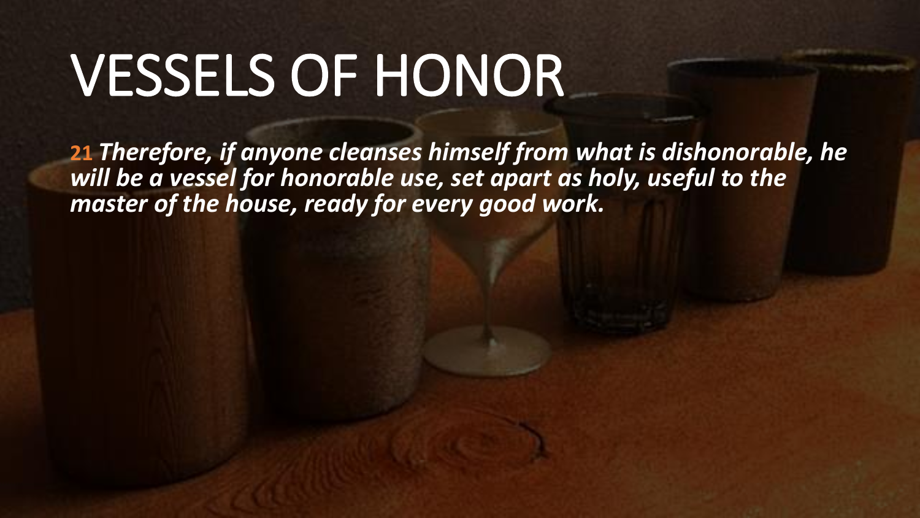# VESSELS OF HONOR

**21** ***Therefore, if anyone cleanses himself from what is dishonorable, he will be a vessel for honorable use, set apart as holy, useful to the master of the house, ready for every good work.***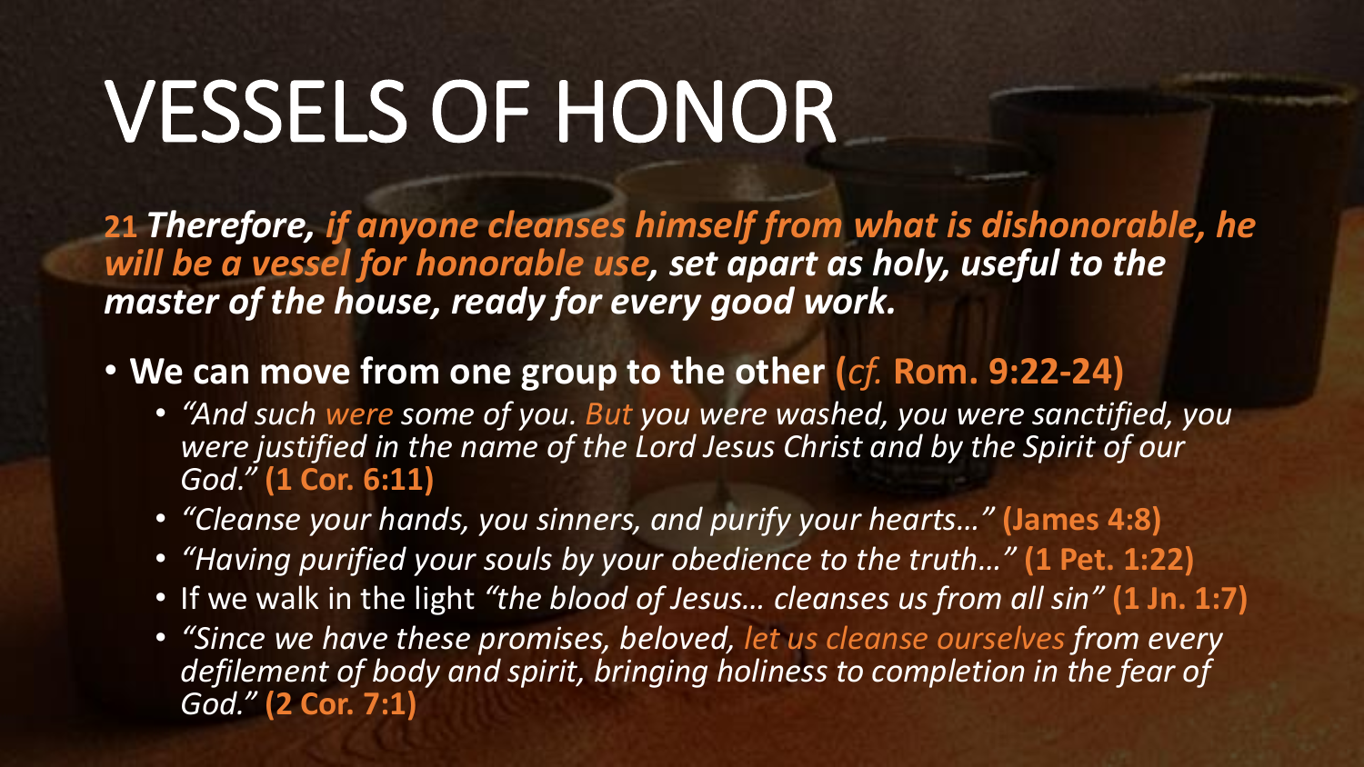# VESSELS OF HONOR

**21** ***Therefore, if anyone cleanses himself from what is dishonorable, he will be a vessel for honorable use, set apart as holy, useful to the master of the house, ready for every good work.***

- **We can move from one group to the other (*cf.* Rom. 9:22-24)**
  - *"And such were some of you. But you were washed, you were sanctified, you were justified in the name of the Lord Jesus Christ and by the Spirit of our God."* **(1 Cor. 6:11)**
  - *"Cleanse your hands, you sinners, and purify your hearts…"* **(James 4:8)**
  - *"Having purified your souls by your obedience to the truth…"* **(1 Pet. 1:22)**
  - If we walk in the light *"the blood of Jesus… cleanses us from all sin"* **(1 Jn. 1:7)**
  - *"Since we have these promises, beloved, let us cleanse ourselves from every defilement of body and spirit, bringing holiness to completion in the fear of God."* **(2 Cor. 7:1)**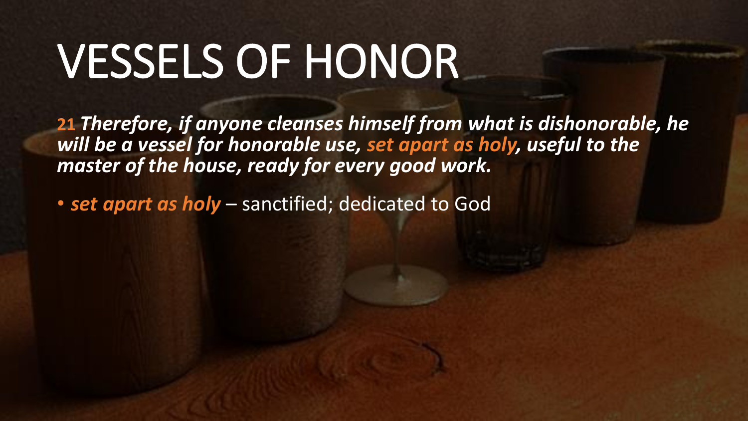# VESSELS OF HONOR

**21** ***Therefore, if anyone cleanses himself from what is dishonorable, he will be a vessel for honorable use, set apart as holy, useful to the master of the house, ready for every good work.***

- ***set apart as holy*** – sanctified; dedicated to God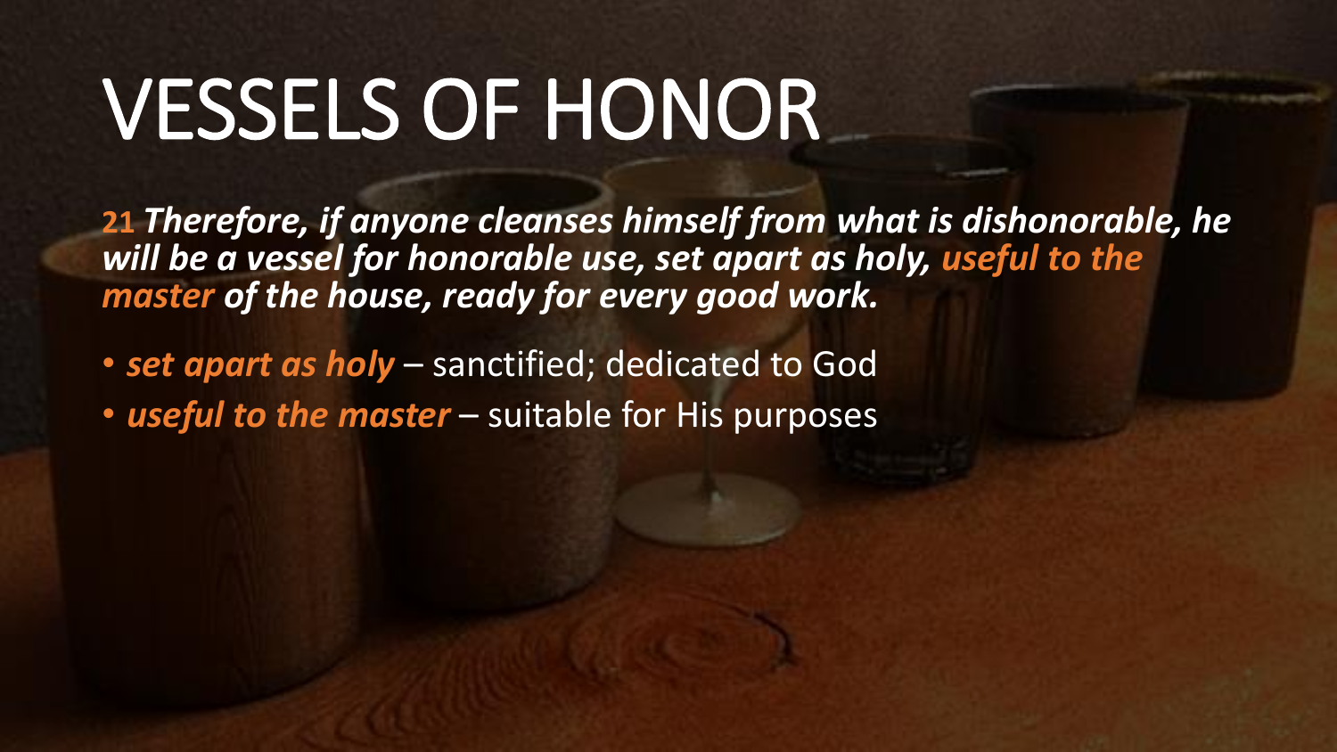# VESSELS OF HONOR

**21** ***Therefore, if anyone cleanses himself from what is dishonorable, he will be a vessel for honorable use, set apart as holy, useful to the master of the house, ready for every good work.***

- ***set apart as holy*** – sanctified; dedicated to God
- ***useful to the master*** – suitable for His purposes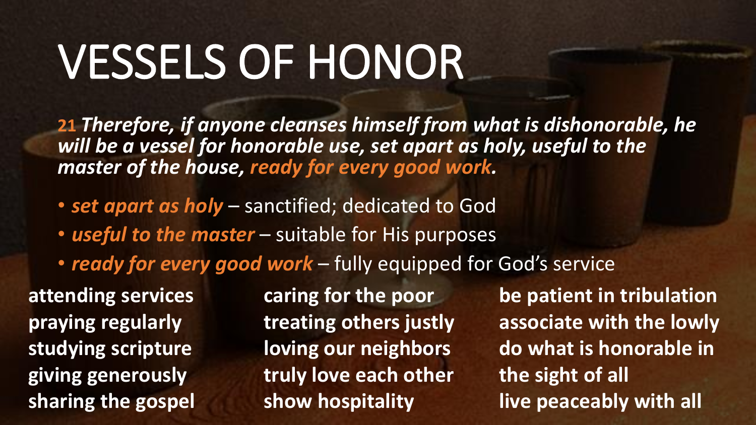# VESSELS OF HONOR

**21** ***Therefore, if anyone cleanses himself from what is dishonorable, he will be a vessel for honorable use, set apart as holy, useful to the master of the house, ready for every good work.***

- ***set apart as holy*** – sanctified; dedicated to God
- ***useful to the master*** – suitable for His purposes
- ***ready for every good work*** – fully equipped for God's service

**attending services**
**praying regularly**
**studying scripture**
**giving generously**
**sharing the gospel**

**caring for the poor**
**treating others justly**
**loving our neighbors**
**truly love each other**
**show hospitality**

**be patient in tribulation**
**associate with the lowly**
**do what is honorable in the sight of all**
**live peaceably with all**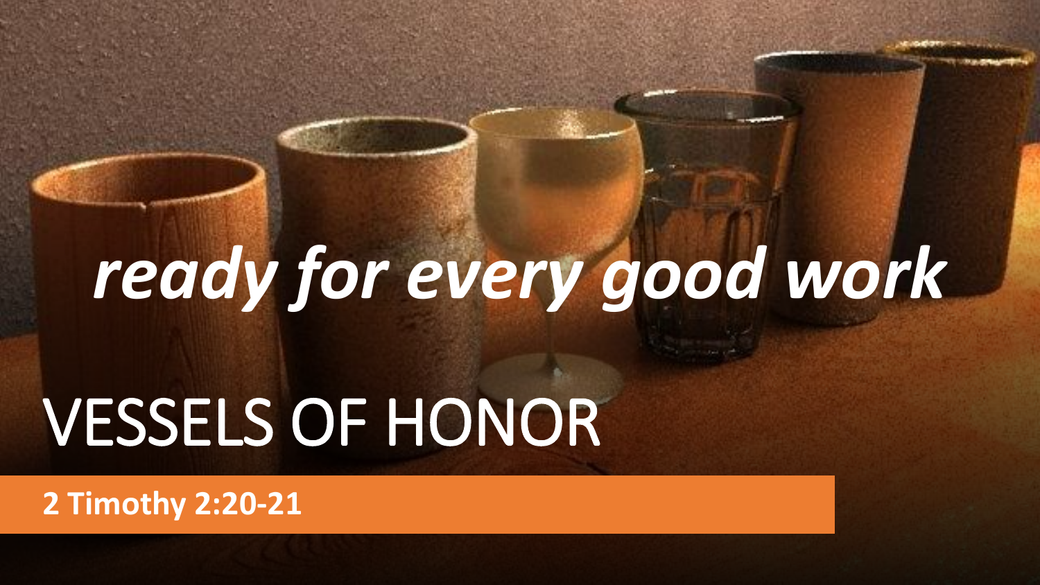*ready for every good work*

# VESSELS OF HONOR

**2 Timothy 2:20-21**